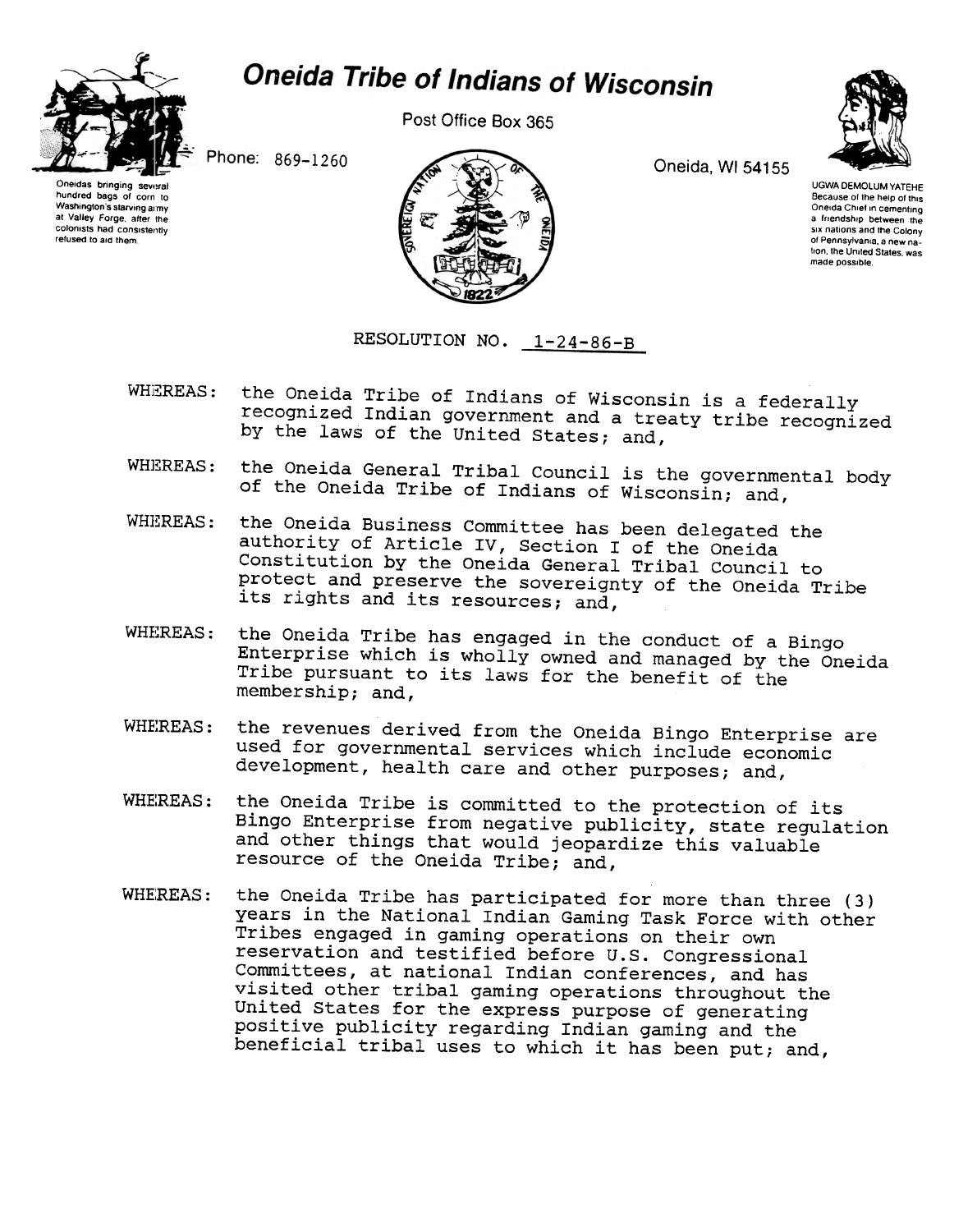# Oneida Tribe of Indians of Wisconsin

Post Office Box 365

Phone: 869-1260

Oneida, WI 54155

Oneidas bringing several hundred bags of corn to Washington's starving army at Valley Forge, after the colonists had consistently refused to aid them.

UGWA DEMOLUM YATEHE
Because of the help of this Oneida Chief in cementing a friendship between the six nations and the Colony of Pennsylvania, a new nation, the United States, was made possible.

RESOLUTION NO. 1-24-86-B

WHEREAS: the Oneida Tribe of Indians of Wisconsin is a federally recognized Indian government and a treaty tribe recognized by the laws of the United States; and,

WHEREAS: the Oneida General Tribal Council is the governmental body of the Oneida Tribe of Indians of Wisconsin; and,

WHEREAS: the Oneida Business Committee has been delegated the authority of Article IV, Section I of the Oneida Constitution by the Oneida General Tribal Council to protect and preserve the sovereignty of the Oneida Tribe its rights and its resources; and,

WHEREAS: the Oneida Tribe has engaged in the conduct of a Bingo Enterprise which is wholly owned and managed by the Oneida Tribe pursuant to its laws for the benefit of the membership; and,

WHEREAS: the revenues derived from the Oneida Bingo Enterprise are used for governmental services which include economic development, health care and other purposes; and,

WHEREAS: the Oneida Tribe is committed to the protection of its Bingo Enterprise from negative publicity, state regulation and other things that would jeopardize this valuable resource of the Oneida Tribe; and,

WHEREAS: the Oneida Tribe has participated for more than three (3) years in the National Indian Gaming Task Force with other Tribes engaged in gaming operations on their own reservation and testified before U.S. Congressional Committees, at national Indian conferences, and has visited other tribal gaming operations throughout the United States for the express purpose of generating positive publicity regarding Indian gaming and the beneficial tribal uses to which it has been put; and,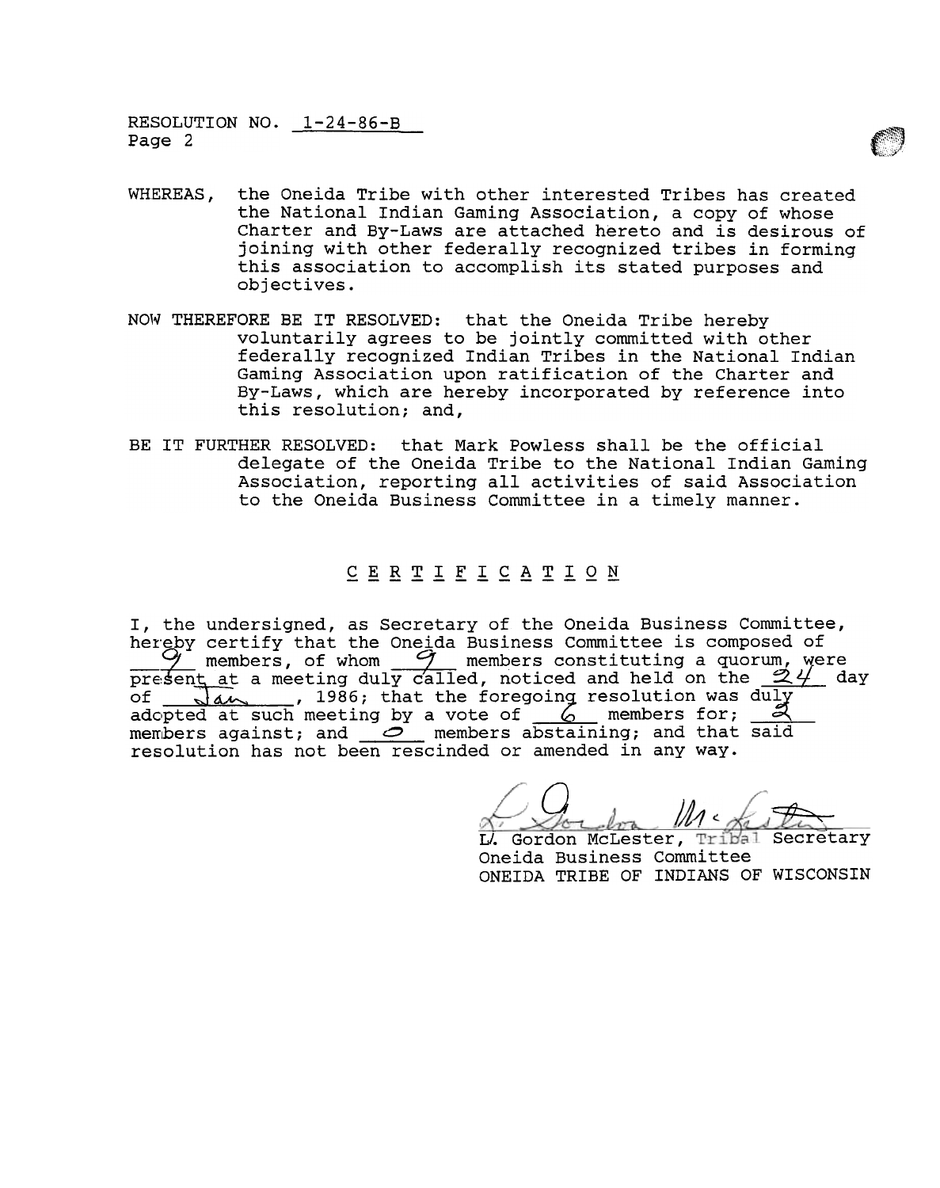RESOLUTION NO. 1-24-86-B
Page 2

WHEREAS, the Oneida Tribe with other interested Tribes has created the National Indian Gaming Association, a copy of whose Charter and By-Laws are attached hereto and is desirous of joining with other federally recognized tribes in forming this association to accomplish its stated purposes and objectives.

NOW THEREFORE BE IT RESOLVED: that the Oneida Tribe hereby voluntarily agrees to be jointly committed with other federally recognized Indian Tribes in the National Indian Gaming Association upon ratification of the Charter and By-Laws, which are hereby incorporated by reference into this resolution; and,

BE IT FURTHER RESOLVED: that Mark Powless shall be the official delegate of the Oneida Tribe to the National Indian Gaming Association, reporting all activities of said Association to the Oneida Business Committee in a timely manner.

## CERTIFICATION

I, the undersigned, as Secretary of the Oneida Business Committee, hereby certify that the Oneida Business Committee is composed of 9 members, of whom 9 members constituting a quorum, were present at a meeting duly called, noticed and held on the 24 day of Jan, 1986; that the foregoing resolution was duly adopted at such meeting by a vote of 6 members for; 2 members against; and 0 members abstaining; and that said resolution has not been rescinded or amended in any way.

L. Gordon McLester, Tribal Secretary
Oneida Business Committee
ONEIDA TRIBE OF INDIANS OF WISCONSIN